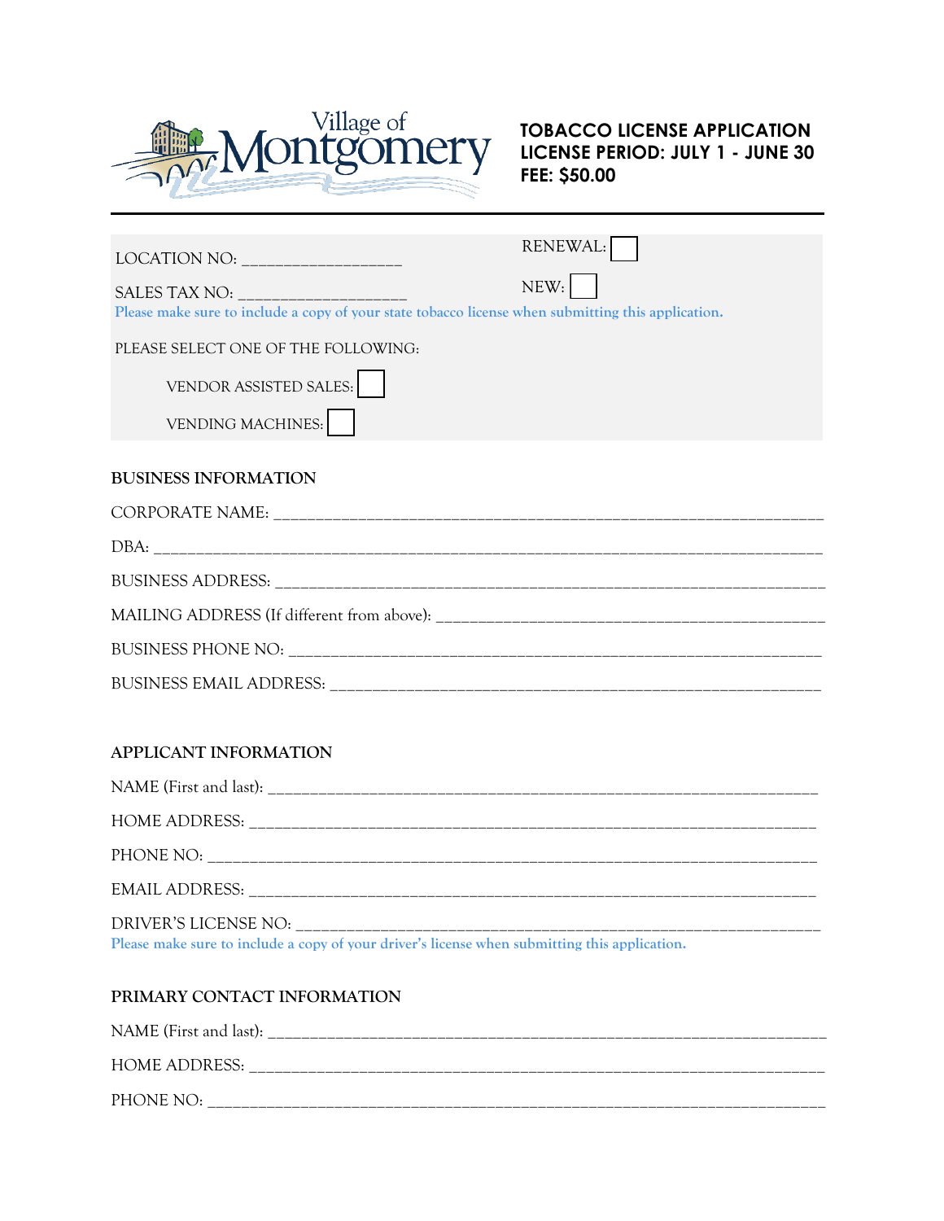Village of Montgomery

# TOBACCO LICENSE APPLICATION
**LICENSE PERIOD: JULY 1 - JUNE 30**
**FEE: $50.00**

---

LOCATION NO: ___________________

RENEWAL: ☐

SALES TAX NO: ___________________

NEW: ☐

Please make sure to include a copy of your state tobacco license when submitting this application.

PLEASE SELECT ONE OF THE FOLLOWING:

VENDOR ASSISTED SALES: ☐

VENDING MACHINES: ☐

## BUSINESS INFORMATION

CORPORATE NAME: ___________________________________________________________________

DBA: ___________________________________________________________________________

BUSINESS ADDRESS: _________________________________________________________________

MAILING ADDRESS (If different from above): ______________________________________________

BUSINESS PHONE NO: ________________________________________________________________

BUSINESS EMAIL ADDRESS: ___________________________________________________________

## APPLICANT INFORMATION

NAME (First and last): ______________________________________________________________

HOME ADDRESS: ____________________________________________________________________

PHONE NO: ________________________________________________________________________

EMAIL ADDRESS: ____________________________________________________________________

DRIVER'S LICENSE NO: _______________________________________________________________

Please make sure to include a copy of your driver's license when submitting this application.

## PRIMARY CONTACT INFORMATION

NAME (First and last): ______________________________________________________________

HOME ADDRESS: ____________________________________________________________________

PHONE NO: ________________________________________________________________________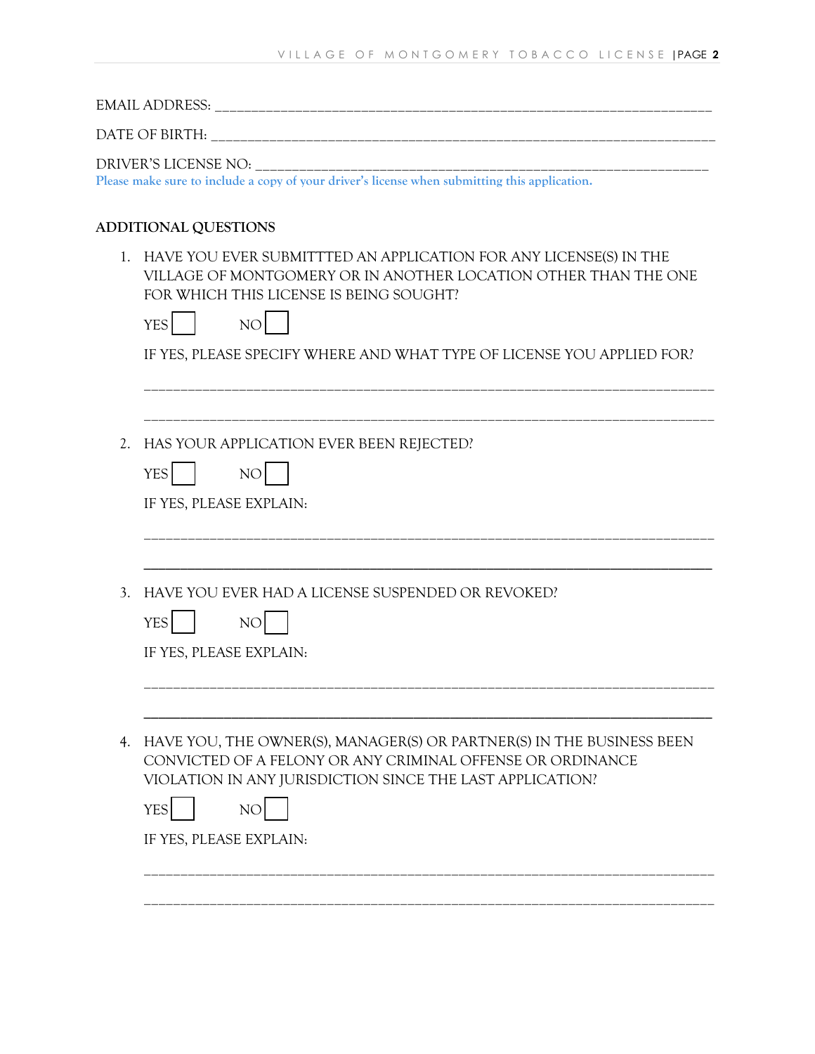EMAIL ADDRESS: ______________________________________________________________________

DATE OF BIRTH: ______________________________________________________________________

DRIVER'S LICENSE NO: _________________________________________________________________

Please make sure to include a copy of your driver's license when submitting this application.

**ADDITIONAL QUESTIONS**

1. HAVE YOU EVER SUBMITTTED AN APPLICATION FOR ANY LICENSE(S) IN THE VILLAGE OF MONTGOMERY OR IN ANOTHER LOCATION OTHER THAN THE ONE FOR WHICH THIS LICENSE IS BEING SOUGHT?

   YES ☐ NO ☐

   IF YES, PLEASE SPECIFY WHERE AND WHAT TYPE OF LICENSE YOU APPLIED FOR?

   ______________________________________________________________________________

   ______________________________________________________________________________

2. HAS YOUR APPLICATION EVER BEEN REJECTED?

   YES ☐ NO ☐

   IF YES, PLEASE EXPLAIN:

   ______________________________________________________________________________

   ______________________________________________________________________________

3. HAVE YOU EVER HAD A LICENSE SUSPENDED OR REVOKED?

   YES ☐ NO ☐

   IF YES, PLEASE EXPLAIN:

   ______________________________________________________________________________

   ______________________________________________________________________________

4. HAVE YOU, THE OWNER(S), MANAGER(S) OR PARTNER(S) IN THE BUSINESS BEEN CONVICTED OF A FELONY OR ANY CRIMINAL OFFENSE OR ORDINANCE VIOLATION IN ANY JURISDICTION SINCE THE LAST APPLICATION?

   YES ☐ NO ☐

   IF YES, PLEASE EXPLAIN:

   ______________________________________________________________________________

   ______________________________________________________________________________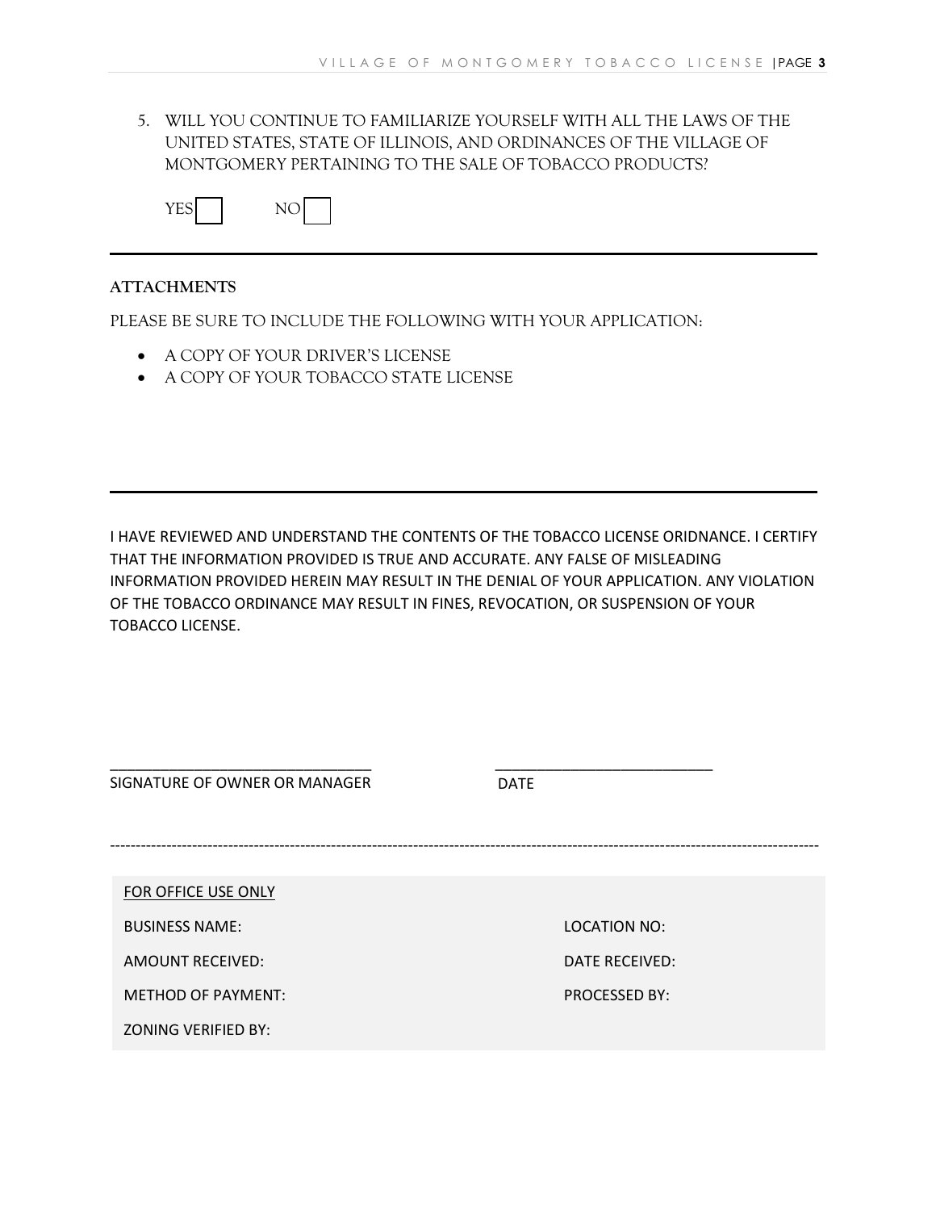5. WILL YOU CONTINUE TO FAMILIARIZE YOURSELF WITH ALL THE LAWS OF THE UNITED STATES, STATE OF ILLINOIS, AND ORDINANCES OF THE VILLAGE OF MONTGOMERY PERTAINING TO THE SALE OF TOBACCO PRODUCTS?

   YES ☐ NO ☐

---

**ATTACHMENTS**

PLEASE BE SURE TO INCLUDE THE FOLLOWING WITH YOUR APPLICATION:

- A COPY OF YOUR DRIVER'S LICENSE
- A COPY OF YOUR TOBACCO STATE LICENSE

---

I HAVE REVIEWED AND UNDERSTAND THE CONTENTS OF THE TOBACCO LICENSE ORIDNANCE. I CERTIFY THAT THE INFORMATION PROVIDED IS TRUE AND ACCURATE. ANY FALSE OF MISLEADING INFORMATION PROVIDED HEREIN MAY RESULT IN THE DENIAL OF YOUR APPLICATION. ANY VIOLATION OF THE TOBACCO ORDINANCE MAY RESULT IN FINES, REVOCATION, OR SUSPENSION OF YOUR TOBACCO LICENSE.

\_\_\_\_\_\_\_\_\_\_\_\_\_\_\_\_\_\_\_\_\_\_\_\_\_\_\_\_\_\_\_\_
SIGNATURE OF OWNER OR MANAGER

\_\_\_\_\_\_\_\_\_\_\_\_\_\_\_\_\_\_\_\_\_\_\_\_\_\_\_
DATE

---

FOR OFFICE USE ONLY

| | |
|---|---|
| BUSINESS NAME: | LOCATION NO: |
| AMOUNT RECEIVED: | DATE RECEIVED: |
| METHOD OF PAYMENT: | PROCESSED BY: |
| ZONING VERIFIED BY: | |